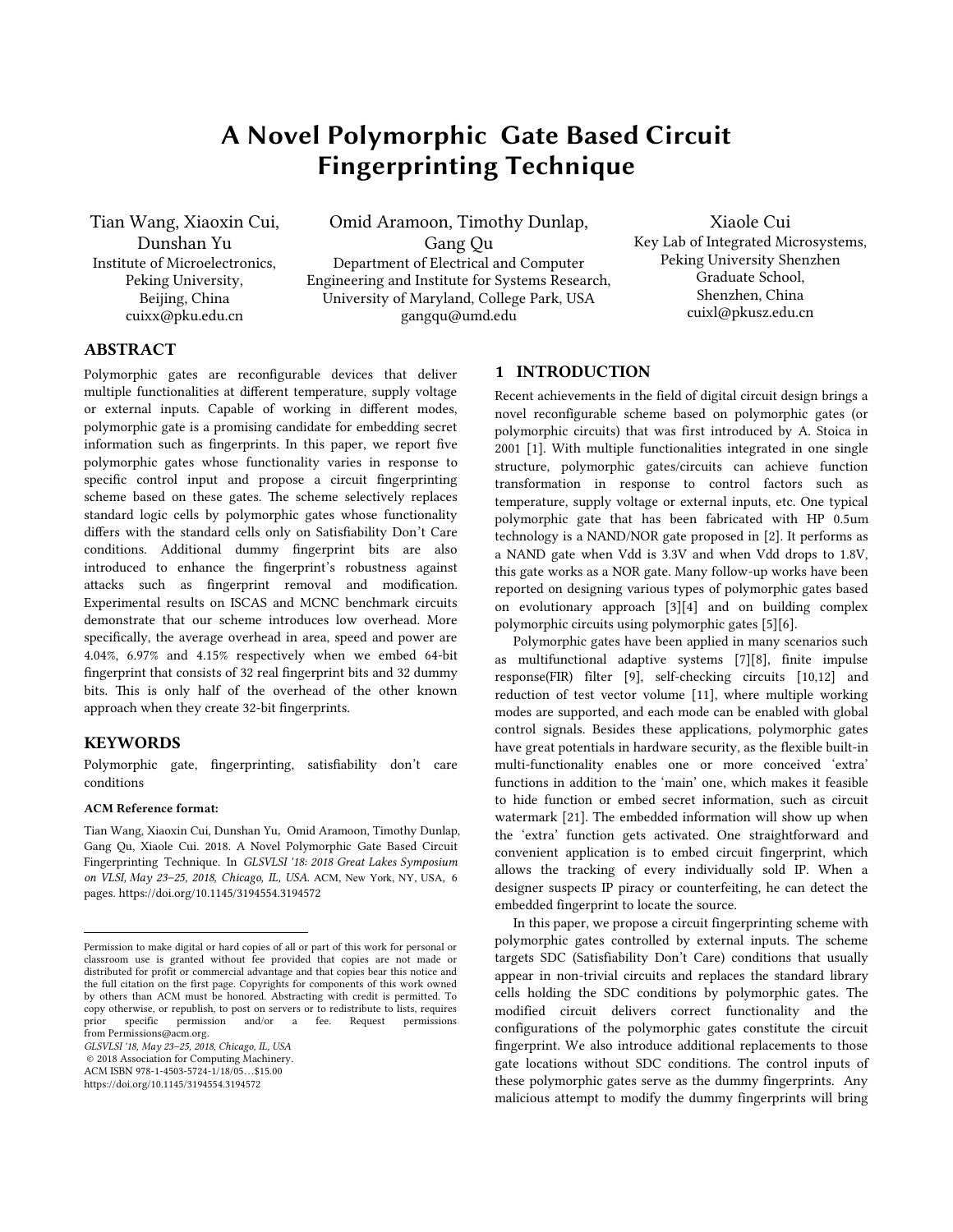# A Novel Polymorphic Gate Based Circuit Fingerprinting Technique

Tian Wang, Xiaoxin Cui, Dunshan Yu
Institute of Microelectronics, Peking University, Beijing, China
cuixx@pku.edu.cn

Omid Aramoon, Timothy Dunlap, Gang Qu
Department of Electrical and Computer Engineering and Institute for Systems Research, University of Maryland, College Park, USA
gangqu@umd.edu

Xiaole Cui
Key Lab of Integrated Microsystems, Peking University Shenzhen Graduate School, Shenzhen, China
cuixl@pkusz.edu.cn

## ABSTRACT

Polymorphic gates are reconfigurable devices that deliver multiple functionalities at different temperature, supply voltage or external inputs. Capable of working in different modes, polymorphic gate is a promising candidate for embedding secret information such as fingerprints. In this paper, we report five polymorphic gates whose functionality varies in response to specific control input and propose a circuit fingerprinting scheme based on these gates. The scheme selectively replaces standard logic cells by polymorphic gates whose functionality differs with the standard cells only on Satisfiability Don't Care conditions. Additional dummy fingerprint bits are also introduced to enhance the fingerprint's robustness against attacks such as fingerprint removal and modification. Experimental results on ISCAS and MCNC benchmark circuits demonstrate that our scheme introduces low overhead. More specifically, the average overhead in area, speed and power are 4.04%, 6.97% and 4.15% respectively when we embed 64-bit fingerprint that consists of 32 real fingerprint bits and 32 dummy bits. This is only half of the overhead of the other known approach when they create 32-bit fingerprints.

## KEYWORDS

Polymorphic gate, fingerprinting, satisfiability don't care conditions

**ACM Reference format:**

Tian Wang, Xiaoxin Cui, Dunshan Yu, Omid Aramoon, Timothy Dunlap, Gang Qu, Xiaole Cui. 2018. A Novel Polymorphic Gate Based Circuit Fingerprinting Technique. In *GLSVLSI '18: 2018 Great Lakes Symposium on VLSI, May 23–25, 2018, Chicago, IL, USA.* ACM, New York, NY, USA, 6 pages. https://doi.org/10.1145/3194554.3194572

Permission to make digital or hard copies of all or part of this work for personal or classroom use is granted without fee provided that copies are not made or distributed for profit or commercial advantage and that copies bear this notice and the full citation on the first page. Copyrights for components of this work owned by others than ACM must be honored. Abstracting with credit is permitted. To copy otherwise, or republish, to post on servers or to redistribute to lists, requires prior specific permission and/or a fee. Request permissions from Permissions@acm.org.
*GLSVLSI '18, May 23–25, 2018, Chicago, IL, USA*
© 2018 Association for Computing Machinery.
ACM ISBN 978-1-4503-5724-1/18/05…$15.00
https://doi.org/10.1145/3194554.3194572

## 1 INTRODUCTION

Recent achievements in the field of digital circuit design brings a novel reconfigurable scheme based on polymorphic gates (or polymorphic circuits) that was first introduced by A. Stoica in 2001 [1]. With multiple functionalities integrated in one single structure, polymorphic gates/circuits can achieve function transformation in response to control factors such as temperature, supply voltage or external inputs, etc. One typical polymorphic gate that has been fabricated with HP 0.5um technology is a NAND/NOR gate proposed in [2]. It performs as a NAND gate when Vdd is 3.3V and when Vdd drops to 1.8V, this gate works as a NOR gate. Many follow-up works have been reported on designing various types of polymorphic gates based on evolutionary approach [3][4] and on building complex polymorphic circuits using polymorphic gates [5][6].

Polymorphic gates have been applied in many scenarios such as multifunctional adaptive systems [7][8], finite impulse response(FIR) filter [9], self-checking circuits [10,12] and reduction of test vector volume [11], where multiple working modes are supported, and each mode can be enabled with global control signals. Besides these applications, polymorphic gates have great potentials in hardware security, as the flexible built-in multi-functionality enables one or more conceived 'extra' functions in addition to the 'main' one, which makes it feasible to hide function or embed secret information, such as circuit watermark [21]. The embedded information will show up when the 'extra' function gets activated. One straightforward and convenient application is to embed circuit fingerprint, which allows the tracking of every individually sold IP. When a designer suspects IP piracy or counterfeiting, he can detect the embedded fingerprint to locate the source.

In this paper, we propose a circuit fingerprinting scheme with polymorphic gates controlled by external inputs. The scheme targets SDC (Satisfiability Don't Care) conditions that usually appear in non-trivial circuits and replaces the standard library cells holding the SDC conditions by polymorphic gates. The modified circuit delivers correct functionality and the configurations of the polymorphic gates constitute the circuit fingerprint. We also introduce additional replacements to those gate locations without SDC conditions. The control inputs of these polymorphic gates serve as the dummy fingerprints. Any malicious attempt to modify the dummy fingerprints will bring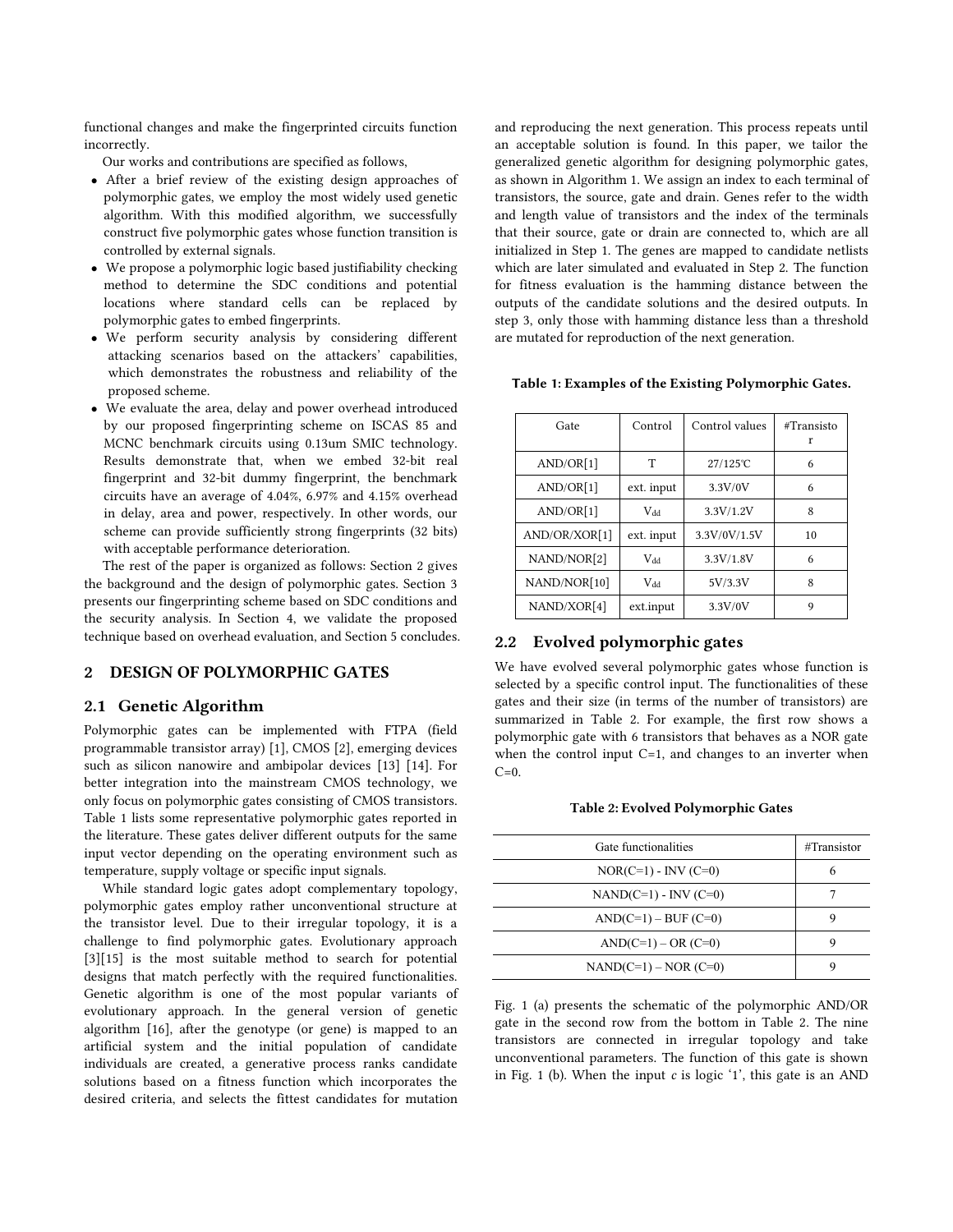functional changes and make the fingerprinted circuits function incorrectly.

Our works and contributions are specified as follows,

- After a brief review of the existing design approaches of polymorphic gates, we employ the most widely used genetic algorithm. With this modified algorithm, we successfully construct five polymorphic gates whose function transition is controlled by external signals.
- We propose a polymorphic logic based justifiability checking method to determine the SDC conditions and potential locations where standard cells can be replaced by polymorphic gates to embed fingerprints.
- We perform security analysis by considering different attacking scenarios based on the attackers' capabilities, which demonstrates the robustness and reliability of the proposed scheme.
- We evaluate the area, delay and power overhead introduced by our proposed fingerprinting scheme on ISCAS 85 and MCNC benchmark circuits using 0.13um SMIC technology. Results demonstrate that, when we embed 32-bit real fingerprint and 32-bit dummy fingerprint, the benchmark circuits have an average of 4.04%, 6.97% and 4.15% overhead in delay, area and power, respectively. In other words, our scheme can provide sufficiently strong fingerprints (32 bits) with acceptable performance deterioration.

The rest of the paper is organized as follows: Section 2 gives the background and the design of polymorphic gates. Section 3 presents our fingerprinting scheme based on SDC conditions and the security analysis. In Section 4, we validate the proposed technique based on overhead evaluation, and Section 5 concludes.

## 2 DESIGN OF POLYMORPHIC GATES

### 2.1 Genetic Algorithm

Polymorphic gates can be implemented with FTPA (field programmable transistor array) [1], CMOS [2], emerging devices such as silicon nanowire and ambipolar devices [13] [14]. For better integration into the mainstream CMOS technology, we only focus on polymorphic gates consisting of CMOS transistors. Table 1 lists some representative polymorphic gates reported in the literature. These gates deliver different outputs for the same input vector depending on the operating environment such as temperature, supply voltage or specific input signals.

While standard logic gates adopt complementary topology, polymorphic gates employ rather unconventional structure at the transistor level. Due to their irregular topology, it is a challenge to find polymorphic gates. Evolutionary approach [3][15] is the most suitable method to search for potential designs that match perfectly with the required functionalities. Genetic algorithm is one of the most popular variants of evolutionary approach. In the general version of genetic algorithm [16], after the genotype (or gene) is mapped to an artificial system and the initial population of candidate individuals are created, a generative process ranks candidate solutions based on a fitness function which incorporates the desired criteria, and selects the fittest candidates for mutation and reproducing the next generation. This process repeats until an acceptable solution is found. In this paper, we tailor the generalized genetic algorithm for designing polymorphic gates, as shown in Algorithm 1. We assign an index to each terminal of transistors, the source, gate and drain. Genes refer to the width and length value of transistors and the index of the terminals that their source, gate or drain are connected to, which are all initialized in Step 1. The genes are mapped to candidate netlists which are later simulated and evaluated in Step 2. The function for fitness evaluation is the hamming distance between the outputs of the candidate solutions and the desired outputs. In step 3, only those with hamming distance less than a threshold are mutated for reproduction of the next generation.

**Table 1: Examples of the Existing Polymorphic Gates.**

| Gate | Control | Control values | #Transistor |
|---|---|---|---|
| AND/OR[1] | T | 27/125℃ | 6 |
| AND/OR[1] | ext. input | 3.3V/0V | 6 |
| AND/OR[1] | $V_{dd}$ | 3.3V/1.2V | 8 |
| AND/OR/XOR[1] | ext. input | 3.3V/0V/1.5V | 10 |
| NAND/NOR[2] | $V_{dd}$ | 3.3V/1.8V | 6 |
| NAND/NOR[10] | $V_{dd}$ | 5V/3.3V | 8 |
| NAND/XOR[4] | ext.input | 3.3V/0V | 9 |

### 2.2 Evolved polymorphic gates

We have evolved several polymorphic gates whose function is selected by a specific control input. The functionalities of these gates and their size (in terms of the number of transistors) are summarized in Table 2. For example, the first row shows a polymorphic gate with 6 transistors that behaves as a NOR gate when the control input C=1, and changes to an inverter when C=0.

**Table 2: Evolved Polymorphic Gates**

| Gate functionalities | #Transistor |
|---|---|
| NOR(C=1) - INV (C=0) | 6 |
| NAND(C=1) - INV (C=0) | 7 |
| AND(C=1) – BUF (C=0) | 9 |
| AND(C=1) – OR (C=0) | 9 |
| NAND(C=1) – NOR (C=0) | 9 |

Fig. 1 (a) presents the schematic of the polymorphic AND/OR gate in the second row from the bottom in Table 2. The nine transistors are connected in irregular topology and take unconventional parameters. The function of this gate is shown in Fig. 1 (b). When the input *c* is logic '1', this gate is an AND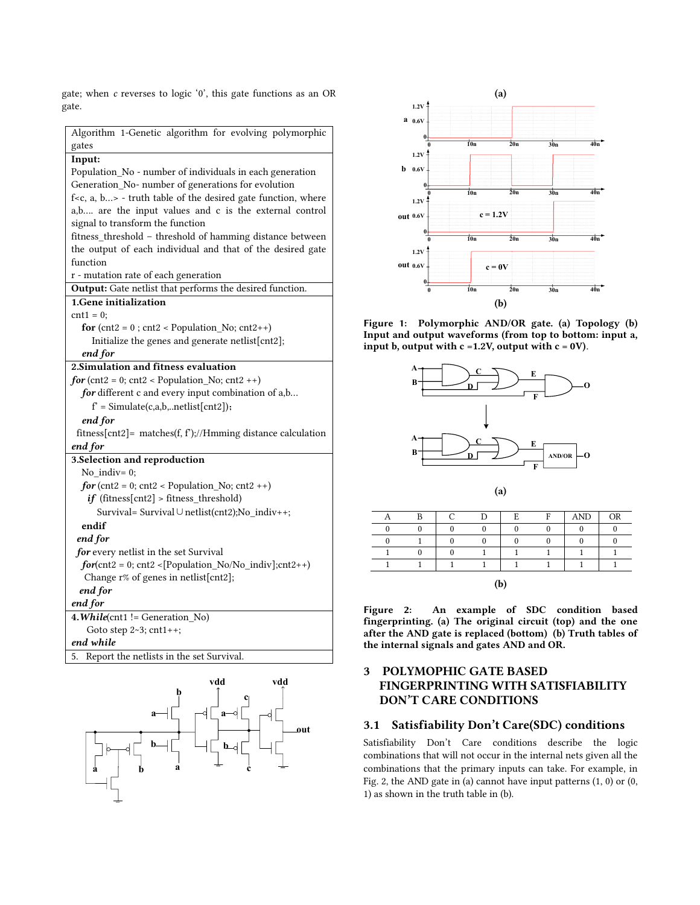gate; when *c* reverses to logic '0', this gate functions as an OR gate.

| Algorithm 1-Genetic algorithm for evolving polymorphic gates |
|---|
| **Input:**<br>Population_No - number of individuals in each generation<br>Generation_No- number of generations for evolution<br>f<c, a, b…> - truth table of the desired gate function, where a,b…. are the input values and c is the external control signal to transform the function<br>fitness_threshold – threshold of hamming distance between the output of each individual and that of the desired gate function<br>r - mutation rate of each generation |
| **Output:** Gate netlist that performs the desired function. |
| **1.Gene initialization**<br>cnt1 = 0;<br>**for** (cnt2 = 0 ; cnt2 < Population_No; cnt2++)<br>Initialize the genes and generate netlist[cnt2];<br>***end for*** |
| **2.Simulation and fitness evaluation**<br>***for*** (cnt2 = 0; cnt2 < Population_No; cnt2 ++)<br>***for*** different c and every input combination of a,b…<br>f' = Simulate(c,a,b,..netlist[cnt2]);<br>***end for***<br>fitness[cnt2]= matches(f, f');//Hmming distance calculation<br>***end for*** |
| **3.Selection and reproduction**<br>No_indiv= 0;<br>***for*** (cnt2 = 0; cnt2 < Population_No; cnt2 ++)<br>***if*** (fitness[cnt2] > fitness_threshold)<br>Survival= Survival∪netlist(cnt2);No_indiv++;<br>**endif**<br>***end for***<br>***for*** every netlist in the set Survival<br>***for***(cnt2 = 0; cnt2 <[Population_No/No_indiv];cnt2++)<br>Change r% of genes in netlist[cnt2];<br>***end for***<br>***end for*** |
| **4.*While***(cnt1 != Generation_No)<br>Goto step 2~3; cnt1++;<br>***end while*** |
| 5. Report the netlists in the set Survival. |

**Figure 1: Polymorphic AND/OR gate. (a) Topology (b) Input and output waveforms (from top to bottom: input a, input b, output with c =1.2V, output with c = 0V).**

(a)

| A | B | C | D | E | F | AND | OR |
|---|---|---|---|---|---|---|---|
| 0 | 0 | 0 | 0 | 0 | 0 | 0 | 0 |
| 0 | 1 | 0 | 0 | 0 | 0 | 0 | 0 |
| 1 | 0 | 0 | 1 | 1 | 1 | 1 | 1 |
| 1 | 1 | 1 | 1 | 1 | 1 | 1 | 1 |

(b)

**Figure 2: An example of SDC condition based fingerprinting. (a) The original circuit (top) and the one after the AND gate is replaced (bottom) (b) Truth tables of the internal signals and gates AND and OR.**

## 3 POLYMOPHIC GATE BASED FINGERPRINTING WITH SATISFIABILITY DON'T CARE CONDITIONS

### 3.1 Satisfiability Don't Care(SDC) conditions

Satisfiability Don't Care conditions describe the logic combinations that will not occur in the internal nets given all the combinations that the primary inputs can take. For example, in Fig. 2, the AND gate in (a) cannot have input patterns (1, 0) or (0, 1) as shown in the truth table in (b).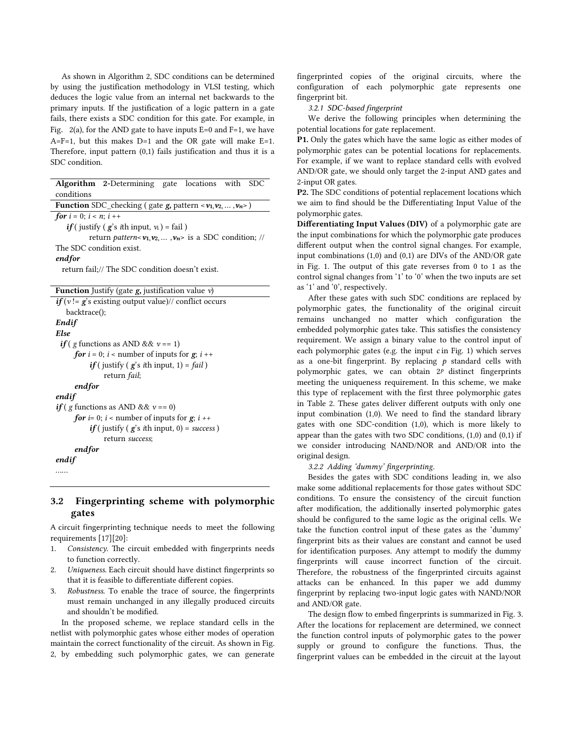As shown in Algorithm 2, SDC conditions can be determined by using the justification methodology in VLSI testing, which deduces the logic value from an internal net backwards to the primary inputs. If the justification of a logic pattern in a gate fails, there exists a SDC condition for this gate. For example, in Fig. 2(a), for the AND gate to have inputs E=0 and F=1, we have A=F=1, but this makes D=1 and the OR gate will make E=1. Therefore, input pattern (0,1) fails justification and thus it is a SDC condition.

**Algorithm 2**-Determining gate locations with SDC conditions

```
Function SDC_checking ( gate g, pattern <v1,v2, … ,vn> )
for i = 0; i < n; i ++
    if ( justify ( g's ith input, vi ) = fail )
        return pattern<v1,v2, … ,vn> is a SDC condition; // The SDC condition exist.
endfor
  return fail;// The SDC condition doesn't exist.
```

```
Function Justify (gate g, justification value v)
if (v != g's existing output value)// conflict occurs
   backtrace();
Endif
Else
  if ( g functions as AND && v == 1)
      for i = 0; i < number of inputs for g; i ++
           if ( justify ( g's ith input, 1) = fail )
                return fail;
      endfor
endif
if ( g functions as AND && v == 0)
      for i= 0; i < number of inputs for g; i ++
           if ( justify ( g's ith input, 0) = success )
                return success;
      endfor
endif
……
```

## 3.2 Fingerprinting scheme with polymorphic gates

A circuit fingerprinting technique needs to meet the following requirements [17][20]:

1. *Consistency*. The circuit embedded with fingerprints needs to function correctly.
2. *Uniqueness*. Each circuit should have distinct fingerprints so that it is feasible to differentiate different copies.
3. *Robustness*. To enable the trace of source, the fingerprints must remain unchanged in any illegally produced circuits and shouldn't be modified.

In the proposed scheme, we replace standard cells in the netlist with polymorphic gates whose either modes of operation maintain the correct functionality of the circuit. As shown in Fig. 2, by embedding such polymorphic gates, we can generate fingerprinted copies of the original circuits, where the configuration of each polymorphic gate represents one fingerprint bit.

### *3.2.1 SDC-based fingerprint*

We derive the following principles when determining the potential locations for gate replacement.

**P1.** Only the gates which have the same logic as either modes of polymorphic gates can be potential locations for replacements. For example, if we want to replace standard cells with evolved AND/OR gate, we should only target the 2-input AND gates and 2-input OR gates.

**P2.** The SDC conditions of potential replacement locations which we aim to find should be the Differentiating Input Value of the polymorphic gates.

**Differentiating Input Values (DIV)** of a polymorphic gate are the input combinations for which the polymorphic gate produces different output when the control signal changes. For example, input combinations (1,0) and (0,1) are DIVs of the AND/OR gate in Fig. 1. The output of this gate reverses from 0 to 1 as the control signal changes from '1' to '0' when the two inputs are set as '1' and '0', respectively.

After these gates with such SDC conditions are replaced by polymorphic gates, the functionality of the original circuit remains unchanged no matter which configuration the embedded polymorphic gates take. This satisfies the consistency requirement. We assign a binary value to the control input of each polymorphic gates (e.g. the input *c* in Fig. 1) which serves as a one-bit fingerprint. By replacing $p$ standard cells with polymorphic gates, we can obtain $2^p$ distinct fingerprints meeting the uniqueness requirement. In this scheme, we make this type of replacement with the first three polymorphic gates in Table 2. These gates deliver different outputs with only one input combination (1,0). We need to find the standard library gates with one SDC-condition (1,0), which is more likely to appear than the gates with two SDC conditions, (1,0) and (0,1) if we consider introducing NAND/NOR and AND/OR into the original design.

### *3.2.2 Adding 'dummy' fingerprinting.*

Besides the gates with SDC conditions leading in, we also make some additional replacements for those gates without SDC conditions. To ensure the consistency of the circuit function after modification, the additionally inserted polymorphic gates should be configured to the same logic as the original cells. We take the function control input of these gates as the 'dummy' fingerprint bits as their values are constant and cannot be used for identification purposes. Any attempt to modify the dummy fingerprints will cause incorrect function of the circuit. Therefore, the robustness of the fingerprinted circuits against attacks can be enhanced. In this paper we add dummy fingerprint by replacing two-input logic gates with NAND/NOR and AND/OR gate.

The design flow to embed fingerprints is summarized in Fig. 3. After the locations for replacement are determined, we connect the function control inputs of polymorphic gates to the power supply or ground to configure the functions. Thus, the fingerprint values can be embedded in the circuit at the layout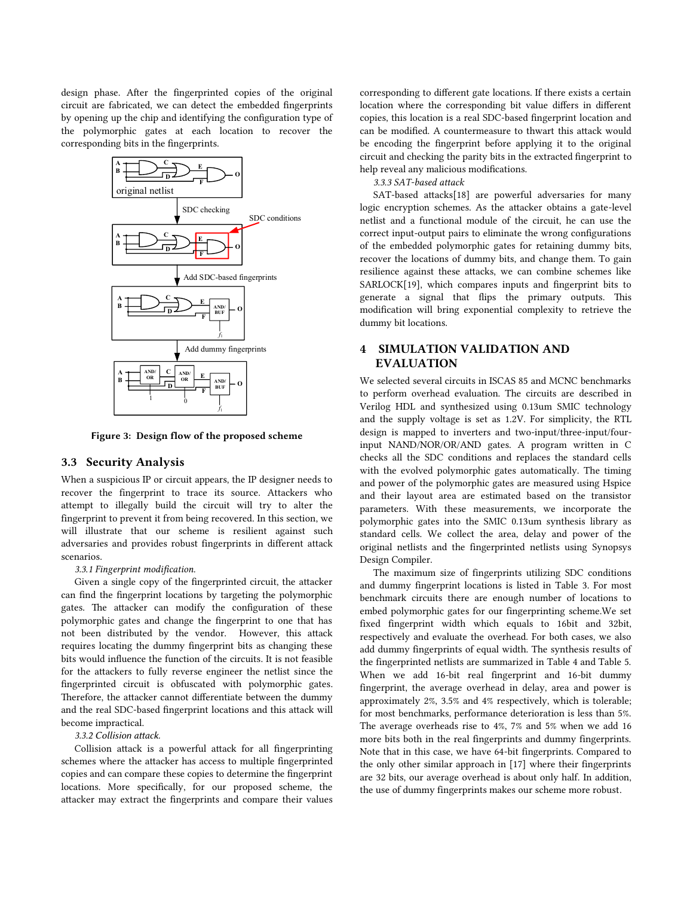design phase. After the fingerprinted copies of the original circuit are fabricated, we can detect the embedded fingerprints by opening up the chip and identifying the configuration type of the polymorphic gates at each location to recover the corresponding bits in the fingerprints.

Figure 3: Design flow of the proposed scheme

## 3.3 Security Analysis

When a suspicious IP or circuit appears, the IP designer needs to recover the fingerprint to trace its source. Attackers who attempt to illegally build the circuit will try to alter the fingerprint to prevent it from being recovered. In this section, we will illustrate that our scheme is resilient against such adversaries and provides robust fingerprints in different attack scenarios.

*3.3.1 Fingerprint modification.*

Given a single copy of the fingerprinted circuit, the attacker can find the fingerprint locations by targeting the polymorphic gates. The attacker can modify the configuration of these polymorphic gates and change the fingerprint to one that has not been distributed by the vendor. However, this attack requires locating the dummy fingerprint bits as changing these bits would influence the function of the circuits. It is not feasible for the attackers to fully reverse engineer the netlist since the fingerprinted circuit is obfuscated with polymorphic gates. Therefore, the attacker cannot differentiate between the dummy and the real SDC-based fingerprint locations and this attack will become impractical.

*3.3.2 Collision attack.*

Collision attack is a powerful attack for all fingerprinting schemes where the attacker has access to multiple fingerprinted copies and can compare these copies to determine the fingerprint locations. More specifically, for our proposed scheme, the attacker may extract the fingerprints and compare their values corresponding to different gate locations. If there exists a certain location where the corresponding bit value differs in different copies, this location is a real SDC-based fingerprint location and can be modified. A countermeasure to thwart this attack would be encoding the fingerprint before applying it to the original circuit and checking the parity bits in the extracted fingerprint to help reveal any malicious modifications.

*3.3.3 SAT-based attack*

SAT-based attacks[18] are powerful adversaries for many logic encryption schemes. As the attacker obtains a gate-level netlist and a functional module of the circuit, he can use the correct input-output pairs to eliminate the wrong configurations of the embedded polymorphic gates for retaining dummy bits, recover the locations of dummy bits, and change them. To gain resilience against these attacks, we can combine schemes like SARLOCK[19], which compares inputs and fingerprint bits to generate a signal that flips the primary outputs. This modification will bring exponential complexity to retrieve the dummy bit locations.

# 4 SIMULATION VALIDATION AND EVALUATION

We selected several circuits in ISCAS 85 and MCNC benchmarks to perform overhead evaluation. The circuits are described in Verilog HDL and synthesized using 0.13um SMIC technology and the supply voltage is set as 1.2V. For simplicity, the RTL design is mapped to inverters and two-input/three-input/four-input NAND/NOR/OR/AND gates. A program written in C checks all the SDC conditions and replaces the standard cells with the evolved polymorphic gates automatically. The timing and power of the polymorphic gates are measured using Hspice and their layout area are estimated based on the transistor parameters. With these measurements, we incorporate the polymorphic gates into the SMIC 0.13um synthesis library as standard cells. We collect the area, delay and power of the original netlists and the fingerprinted netlists using Synopsys Design Compiler.

The maximum size of fingerprints utilizing SDC conditions and dummy fingerprint locations is listed in Table 3. For most benchmark circuits there are enough number of locations to embed polymorphic gates for our fingerprinting scheme.We set fixed fingerprint width which equals to 16bit and 32bit, respectively and evaluate the overhead. For both cases, we also add dummy fingerprints of equal width. The synthesis results of the fingerprinted netlists are summarized in Table 4 and Table 5. When we add 16-bit real fingerprint and 16-bit dummy fingerprint, the average overhead in delay, area and power is approximately 2%, 3.5% and 4% respectively, which is tolerable; for most benchmarks, performance deterioration is less than 5%. The average overheads rise to 4%, 7% and 5% when we add 16 more bits both in the real fingerprints and dummy fingerprints. Note that in this case, we have 64-bit fingerprints. Compared to the only other similar approach in [17] where their fingerprints are 32 bits, our average overhead is about only half. In addition, the use of dummy fingerprints makes our scheme more robust.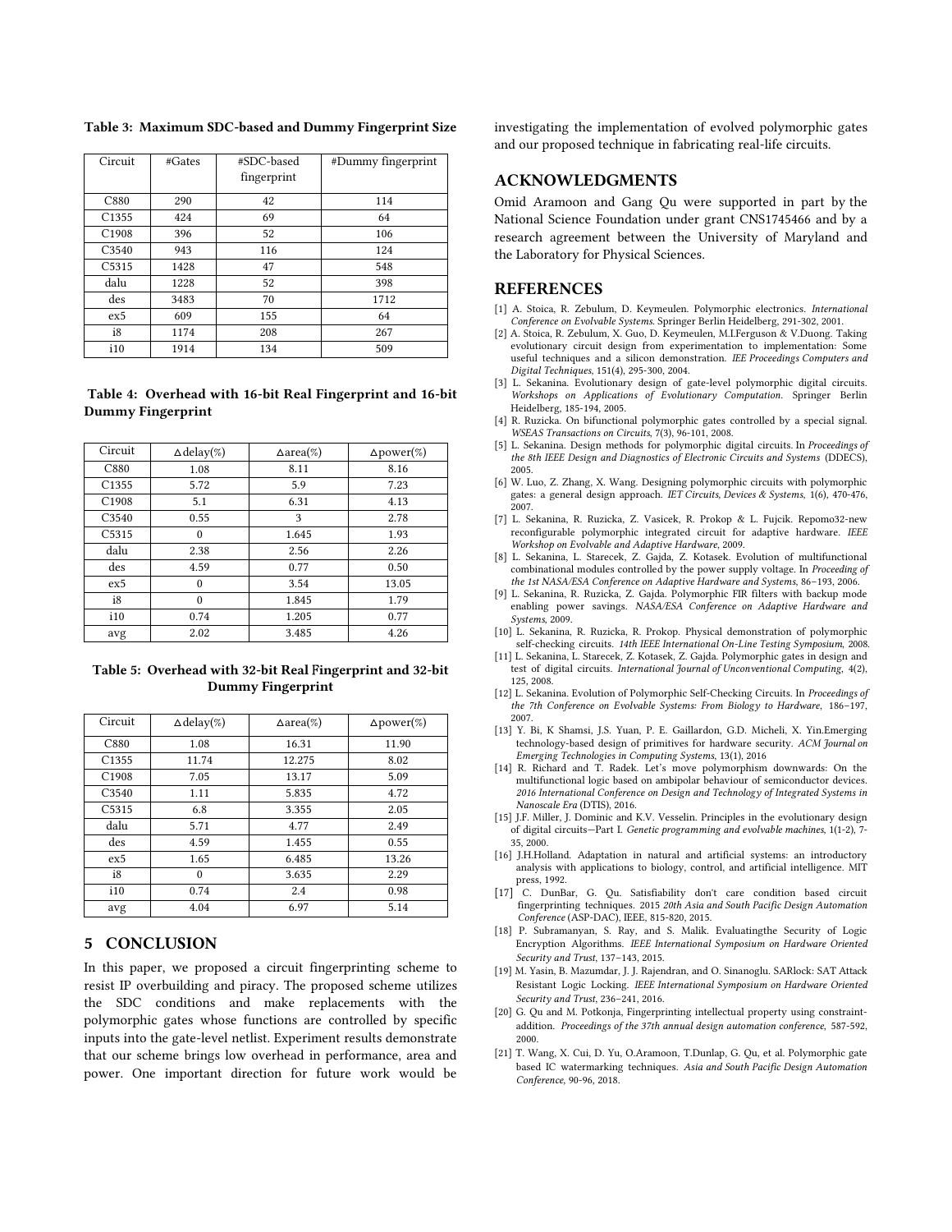**Table 3: Maximum SDC-based and Dummy Fingerprint Size**

| Circuit | #Gates | #SDC-based fingerprint | #Dummy fingerprint |
|---|---|---|---|
| C880 | 290 | 42 | 114 |
| C1355 | 424 | 69 | 64 |
| C1908 | 396 | 52 | 106 |
| C3540 | 943 | 116 | 124 |
| C5315 | 1428 | 47 | 548 |
| dalu | 1228 | 52 | 398 |
| des | 3483 | 70 | 1712 |
| ex5 | 609 | 155 | 64 |
| i8 | 1174 | 208 | 267 |
| i10 | 1914 | 134 | 509 |

**Table 4: Overhead with 16-bit Real Fingerprint and 16-bit Dummy Fingerprint**

| Circuit | ∆delay(%) | ∆area(%) | ∆power(%) |
|---|---|---|---|
| C880 | 1.08 | 8.11 | 8.16 |
| C1355 | 5.72 | 5.9 | 7.23 |
| C1908 | 5.1 | 6.31 | 4.13 |
| C3540 | 0.55 | 3 | 2.78 |
| C5315 | 0 | 1.645 | 1.93 |
| dalu | 2.38 | 2.56 | 2.26 |
| des | 4.59 | 0.77 | 0.50 |
| ex5 | 0 | 3.54 | 13.05 |
| i8 | 0 | 1.845 | 1.79 |
| i10 | 0.74 | 1.205 | 0.77 |
| avg | 2.02 | 3.485 | 4.26 |

**Table 5: Overhead with 32-bit Real Fingerprint and 32-bit Dummy Fingerprint**

| Circuit | ∆delay(%) | ∆area(%) | ∆power(%) |
|---|---|---|---|
| C880 | 1.08 | 16.31 | 11.90 |
| C1355 | 11.74 | 12.275 | 8.02 |
| C1908 | 7.05 | 13.17 | 5.09 |
| C3540 | 1.11 | 5.835 | 4.72 |
| C5315 | 6.8 | 3.355 | 2.05 |
| dalu | 5.71 | 4.77 | 2.49 |
| des | 4.59 | 1.455 | 0.55 |
| ex5 | 1.65 | 6.485 | 13.26 |
| i8 | 0 | 3.635 | 2.29 |
| i10 | 0.74 | 2.4 | 0.98 |
| avg | 4.04 | 6.97 | 5.14 |

## 5 CONCLUSION

In this paper, we proposed a circuit fingerprinting scheme to resist IP overbuilding and piracy. The proposed scheme utilizes the SDC conditions and make replacements with the polymorphic gates whose functions are controlled by specific inputs into the gate-level netlist. Experiment results demonstrate that our scheme brings low overhead in performance, area and power. One important direction for future work would be investigating the implementation of evolved polymorphic gates and our proposed technique in fabricating real-life circuits.

## ACKNOWLEDGMENTS

Omid Aramoon and Gang Qu were supported in part by the National Science Foundation under grant CNS1745466 and by a research agreement between the University of Maryland and the Laboratory for Physical Sciences.

## REFERENCES

[1] A. Stoica, R. Zebulum, D. Keymeulen. Polymorphic electronics. *International Conference on Evolvable Systems*. Springer Berlin Heidelberg, 291-302, 2001.

[2] A. Stoica, R. Zebulum, X. Guo, D. Keymeulen, M.I.Ferguson & V.Duong. Taking evolutionary circuit design from experimentation to implementation: Some useful techniques and a silicon demonstration. *IEE Proceedings Computers and Digital Techniques*, 151(4), 295-300, 2004.

[3] L. Sekanina. Evolutionary design of gate-level polymorphic digital circuits. *Workshops on Applications of Evolutionary Computation*. Springer Berlin Heidelberg, 185-194, 2005.

[4] R. Ruzicka. On bifunctional polymorphic gates controlled by a special signal. *WSEAS Transactions on Circuits*, 7(3), 96-101, 2008.

[5] L. Sekanina. Design methods for polymorphic digital circuits. In *Proceedings of the 8th IEEE Design and Diagnostics of Electronic Circuits and Systems* (DDECS), 2005.

[6] W. Luo, Z. Zhang, X. Wang. Designing polymorphic circuits with polymorphic gates: a general design approach. *IET Circuits, Devices & Systems*, 1(6), 470-476, 2007.

[7] L. Sekanina, R. Ruzicka, Z. Vasicek, R. Prokop & L. Fujcik. Repomo32-new reconfigurable polymorphic integrated circuit for adaptive hardware. *IEEE Workshop on Evolvable and Adaptive Hardware*, 2009.

[8] L. Sekanina, L. Starecek, Z. Gajda, Z. Kotasek. Evolution of multifunctional combinational modules controlled by the power supply voltage. In *Proceeding of the 1st NASA/ESA Conference on Adaptive Hardware and Systems*, 86–193, 2006.

[9] L. Sekanina, R. Ruzicka, Z. Gajda. Polymorphic FIR filters with backup mode enabling power savings. *NASA/ESA Conference on Adaptive Hardware and Systems*, 2009.

[10] L. Sekanina, R. Ruzicka, R. Prokop. Physical demonstration of polymorphic self-checking circuits. *14th IEEE International On-Line Testing Symposium*, 2008.

[11] L. Sekanina, L. Starecek, Z. Kotasek, Z. Gajda. Polymorphic gates in design and test of digital circuits. *International Journal of Unconventional Computing*, 4(2), 125, 2008.

[12] L. Sekanina. Evolution of Polymorphic Self-Checking Circuits. In *Proceedings of the 7th Conference on Evolvable Systems: From Biology to Hardware*, 186–197, 2007.

[13] Y. Bi, K Shamsi, J.S. Yuan, P. E. Gaillardon, G.D. Micheli, X. Yin.Emerging technology-based design of primitives for hardware security. *ACM Journal on Emerging Technologies in Computing Systems*, 13(1), 2016

[14] R. Richard and T. Radek. Let's move polymorphism downwards: On the multifunctional logic based on ambipolar behaviour of semiconductor devices. *2016 International Conference on Design and Technology of Integrated Systems in Nanoscale Era* (DTIS), 2016.

[15] J.F. Miller, J. Dominic and K.V. Vesselin. Principles in the evolutionary design of digital circuits—Part I. *Genetic programming and evolvable machines*, 1(1-2), 7-35, 2000.

[16] J.H.Holland. Adaptation in natural and artificial systems: an introductory analysis with applications to biology, control, and artificial intelligence. MIT press, 1992.

[17] C. DunBar, G. Qu. Satisfiability don't care condition based circuit fingerprinting techniques. 2015 *20th Asia and South Pacific Design Automation Conference* (ASP-DAC), IEEE, 815-820, 2015.

[18] P. Subramanyan, S. Ray, and S. Malik. Evaluatingthe Security of Logic Encryption Algorithms. *IEEE International Symposium on Hardware Oriented Security and Trust*, 137–143, 2015.

[19] M. Yasin, B. Mazumdar, J. J. Rajendran, and O. Sinanoglu. SARlock: SAT Attack Resistant Logic Locking. *IEEE International Symposium on Hardware Oriented Security and Trust*, 236–241, 2016.

[20] G. Qu and M. Potkonja, Fingerprinting intellectual property using constraint-addition. *Proceedings of the 37th annual design automation conference*, 587-592, 2000.

[21] T. Wang, X. Cui, D. Yu, O.Aramoon, T.Dunlap, G. Qu, et al. Polymorphic gate based IC watermarking techniques. *Asia and South Pacific Design Automation Conference*, 90-96, 2018.